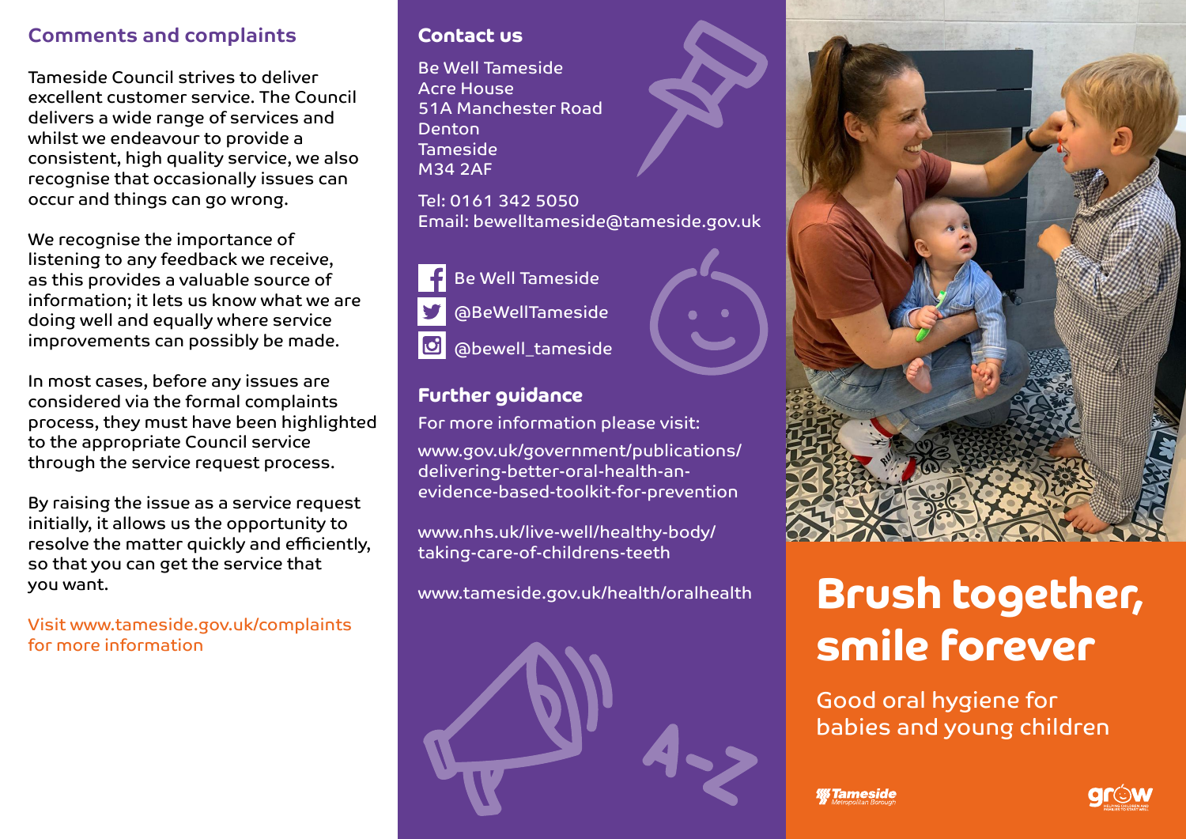## Comments and complaints

Tameside Council strives to deliver excellent customer service. The Council delivers a wide range of services and whilst we endeavour to provide a consistent, high quality service, we also recognise that occasionally issues can occur and things can go wrong.

We recognise the importance of listening to any feedback we receive, as this provides a valuable source of information; it lets us know what we are doing well and equally where service improvements can possibly be made.

In most cases, before any issues are considered via the formal complaints process, they must have been highlighted to the appropriate Council service through the service request process.

By raising the issue as a service request initially, it allows us the opportunity to resolve the matter quickly and efficiently, so that you can get the service that you want.

Visit www.tameside.gov.uk/complaints for more information

## Contact us

Be Well Tameside
Acre House
51A Manchester Road
Denton
Tameside
M34 2AF

Tel: 0161 342 5050
Email: bewelltameside@tameside.gov.uk

Be Well Tameside
@BeWellTameside
@bewell_tameside

## Further guidance

For more information please visit:

www.gov.uk/government/publications/delivering-better-oral-health-an-evidence-based-toolkit-for-prevention

www.nhs.uk/live-well/healthy-body/taking-care-of-childrens-teeth

www.tameside.gov.uk/health/oralhealth

# Brush together, smile forever

Good oral hygiene for babies and young children

Tameside Metropolitan Borough

grow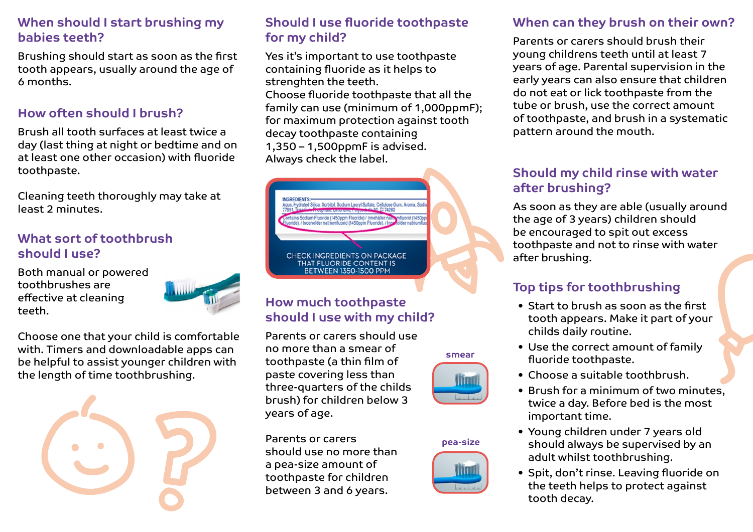## When should I start brushing my babies teeth?

Brushing should start as soon as the first tooth appears, usually around the age of 6 months.

## How often should I brush?

Brush all tooth surfaces at least twice a day (last thing at night or bedtime and on at least one other occasion) with fluoride toothpaste.

Cleaning teeth thoroughly may take at least 2 minutes.

## What sort of toothbrush should I use?

Both manual or powered toothbrushes are effective at cleaning teeth.

Choose one that your child is comfortable with. Timers and downloadable apps can be helpful to assist younger children with the length of time toothbrushing.

## Should I use fluoride toothpaste for my child?

Yes it's important to use toothpaste containing fluoride as it helps to strenghten the teeth.
Choose fluoride toothpaste that all the family can use (minimum of 1,000ppmF); for maximum protection against tooth decay toothpaste containing 1,350 – 1,500ppmF is advised.
Always check the label.

CHECK INGREDIENTS ON PACKAGE THAT FLUORIDE CONTENT IS BETWEEN 1350-1500 PPM

## How much toothpaste should I use with my child?

Parents or carers should use no more than a smear of toothpaste (a thin film of paste covering less than three-quarters of the childs brush) for children below 3 years of age.

smear

Parents or carers should use no more than a pea-size amount of toothpaste for children between 3 and 6 years.

pea-size

## When can they brush on their own?

Parents or carers should brush their young childrens teeth until at least 7 years of age. Parental supervision in the early years can also ensure that children do not eat or lick toothpaste from the tube or brush, use the correct amount of toothpaste, and brush in a systematic pattern around the mouth.

## Should my child rinse with water after brushing?

As soon as they are able (usually around the age of 3 years) children should be encouraged to spit out excess toothpaste and not to rinse with water after brushing.

## Top tips for toothbrushing

- Start to brush as soon as the first tooth appears. Make it part of your childs daily routine.
- Use the correct amount of family fluoride toothpaste.
- Choose a suitable toothbrush.
- Brush for a minimum of two minutes, twice a day. Before bed is the most important time.
- Young children under 7 years old should always be supervised by an adult whilst toothbrushing.
- Spit, don't rinse. Leaving fluoride on the teeth helps to protect against tooth decay.